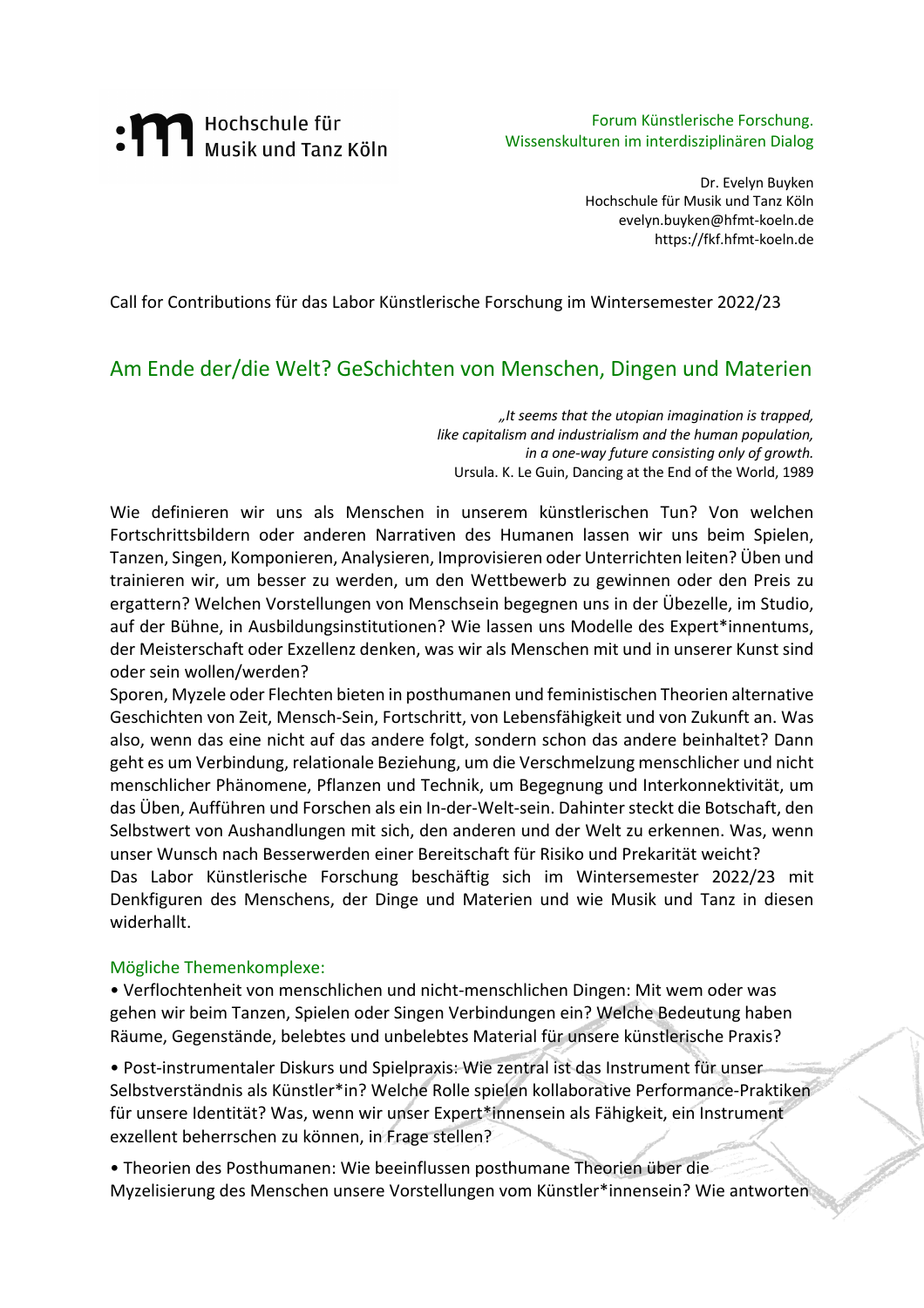Hochschule für Musik und Tanz Köln

Forum Künstlerische Forschung.
Wissenskulturen im interdisziplinären Dialog

Dr. Evelyn Buyken
Hochschule für Musik und Tanz Köln
evelyn.buyken@hfmt-koeln.de
https://fkf.hfmt-koeln.de

Call for Contributions für das Labor Künstlerische Forschung im Wintersemester 2022/23

## Am Ende der/die Welt? GeSchichten von Menschen, Dingen und Materien

> *„It seems that the utopian imagination is trapped,*
> *like capitalism and industrialism and the human population,*
> *in a one-way future consisting only of growth.*
> Ursula. K. Le Guin, Dancing at the End of the World, 1989

Wie definieren wir uns als Menschen in unserem künstlerischen Tun? Von welchen Fortschrittsbildern oder anderen Narrativen des Humanen lassen wir uns beim Spielen, Tanzen, Singen, Komponieren, Analysieren, Improvisieren oder Unterrichten leiten? Üben und trainieren wir, um besser zu werden, um den Wettbewerb zu gewinnen oder den Preis zu ergattern? Welchen Vorstellungen von Menschsein begegnen uns in der Übezelle, im Studio, auf der Bühne, in Ausbildungsinstitutionen? Wie lassen uns Modelle des Expert*innentums, der Meisterschaft oder Exzellenz denken, was wir als Menschen mit und in unserer Kunst sind oder sein wollen/werden?

Sporen, Myzele oder Flechten bieten in posthumanen und feministischen Theorien alternative Geschichten von Zeit, Mensch-Sein, Fortschritt, von Lebensfähigkeit und von Zukunft an. Was also, wenn das eine nicht auf das andere folgt, sondern schon das andere beinhaltet? Dann geht es um Verbindung, relationale Beziehung, um die Verschmelzung menschlicher und nicht menschlicher Phänomene, Pflanzen und Technik, um Begegnung und Interkonnektivität, um das Üben, Aufführen und Forschen als ein In-der-Welt-sein. Dahinter steckt die Botschaft, den Selbstwert von Aushandlungen mit sich, den anderen und der Welt zu erkennen. Was, wenn unser Wunsch nach Besserwerden einer Bereitschaft für Risiko und Prekarität weicht?

Das Labor Künstlerische Forschung beschäftig sich im Wintersemester 2022/23 mit Denkfiguren des Menschens, der Dinge und Materien und wie Musik und Tanz in diesen widerhallt.

### Mögliche Themenkomplexe:

- Verflochtenheit von menschlichen und nicht-menschlichen Dingen: Mit wem oder was gehen wir beim Tanzen, Spielen oder Singen Verbindungen ein? Welche Bedeutung haben Räume, Gegenstände, belebtes und unbelebtes Material für unsere künstlerische Praxis?

- Post-instrumentaler Diskurs und Spielpraxis: Wie zentral ist das Instrument für unser Selbstverständnis als Künstler*in? Welche Rolle spielen kollaborative Performance-Praktiken für unsere Identität? Was, wenn wir unser Expert*innensein als Fähigkeit, ein Instrument exzellent beherrschen zu können, in Frage stellen?

- Theorien des Posthumanen: Wie beeinflussen posthumane Theorien über die Myzelisierung des Menschen unsere Vorstellungen vom Künstler*innensein? Wie antworten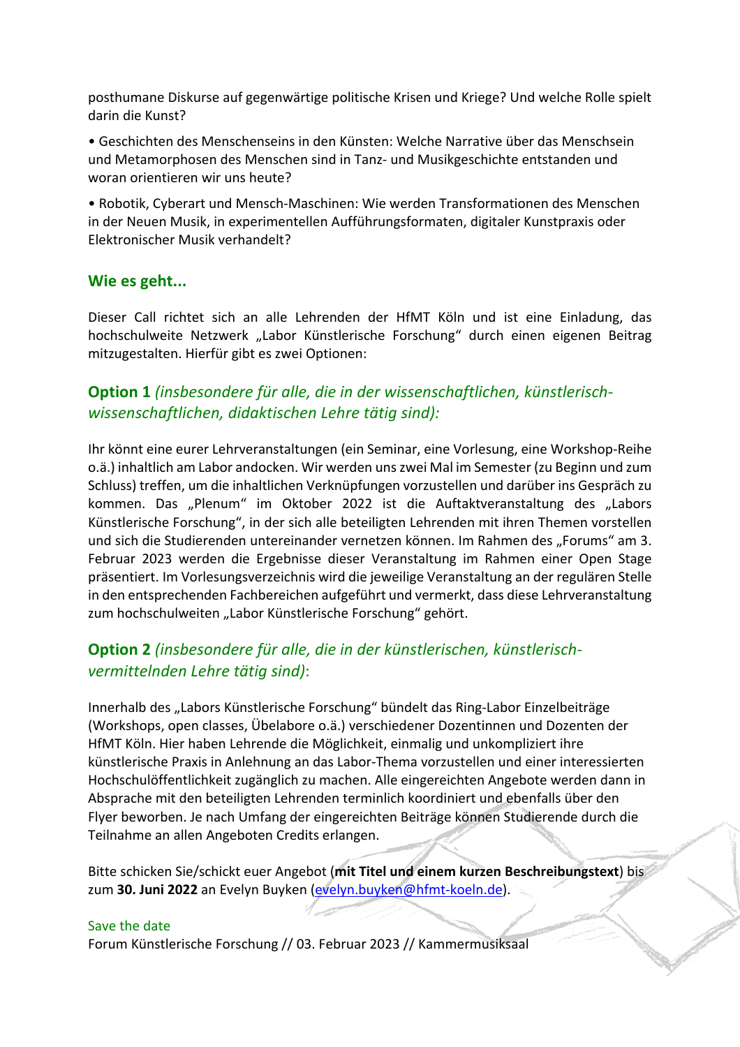posthumane Diskurse auf gegenwärtige politische Krisen und Kriege? Und welche Rolle spielt darin die Kunst?

• Geschichten des Menschenseins in den Künsten: Welche Narrative über das Menschsein und Metamorphosen des Menschen sind in Tanz- und Musikgeschichte entstanden und woran orientieren wir uns heute?

• Robotik, Cyberart und Mensch-Maschinen: Wie werden Transformationen des Menschen in der Neuen Musik, in experimentellen Aufführungsformaten, digitaler Kunstpraxis oder Elektronischer Musik verhandelt?

## Wie es geht...

Dieser Call richtet sich an alle Lehrenden der HfMT Köln und ist eine Einladung, das hochschulweite Netzwerk „Labor Künstlerische Forschung" durch einen eigenen Beitrag mitzugestalten. Hierfür gibt es zwei Optionen:

### Option 1 *(insbesondere für alle, die in der wissenschaftlichen, künstlerisch-wissenschaftlichen, didaktischen Lehre tätig sind):*

Ihr könnt eine eurer Lehrveranstaltungen (ein Seminar, eine Vorlesung, eine Workshop-Reihe o.ä.) inhaltlich am Labor andocken. Wir werden uns zwei Mal im Semester (zu Beginn und zum Schluss) treffen, um die inhaltlichen Verknüpfungen vorzustellen und darüber ins Gespräch zu kommen. Das „Plenum" im Oktober 2022 ist die Auftaktveranstaltung des „Labors Künstlerische Forschung", in der sich alle beteiligten Lehrenden mit ihren Themen vorstellen und sich die Studierenden untereinander vernetzen können. Im Rahmen des „Forums" am 3. Februar 2023 werden die Ergebnisse dieser Veranstaltung im Rahmen einer Open Stage präsentiert. Im Vorlesungsverzeichnis wird die jeweilige Veranstaltung an der regulären Stelle in den entsprechenden Fachbereichen aufgeführt und vermerkt, dass diese Lehrveranstaltung zum hochschulweiten „Labor Künstlerische Forschung" gehört.

### Option 2 *(insbesondere für alle, die in der künstlerischen, künstlerisch-vermittelnden Lehre tätig sind)*:

Innerhalb des „Labors Künstlerische Forschung" bündelt das Ring-Labor Einzelbeiträge (Workshops, open classes, Übelabore o.ä.) verschiedener Dozentinnen und Dozenten der HfMT Köln. Hier haben Lehrende die Möglichkeit, einmalig und unkompliziert ihre künstlerische Praxis in Anlehnung an das Labor-Thema vorzustellen und einer interessierten Hochschulöffentlichkeit zugänglich zu machen. Alle eingereichten Angebote werden dann in Absprache mit den beteiligten Lehrenden terminlich koordiniert und ebenfalls über den Flyer beworben. Je nach Umfang der eingereichten Beiträge können Studierende durch die Teilnahme an allen Angeboten Credits erlangen.

Bitte schicken Sie/schickt euer Angebot (**mit Titel und einem kurzen Beschreibungstext**) bis zum **30. Juni 2022** an Evelyn Buyken (evelyn.buyken@hfmt-koeln.de).

Save the date
Forum Künstlerische Forschung // 03. Februar 2023 // Kammermusiksaal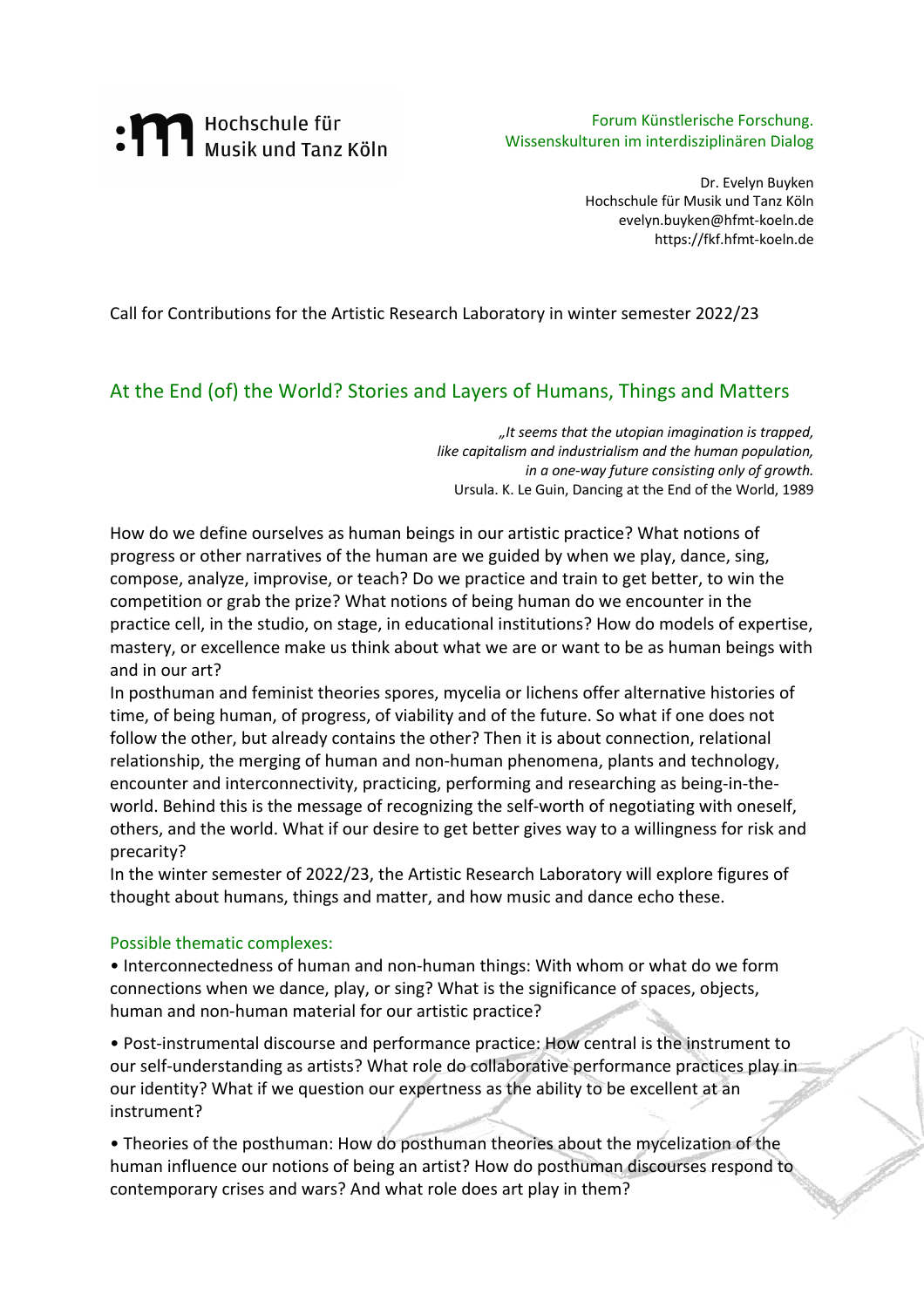Hochschule für Musik und Tanz Köln

Forum Künstlerische Forschung.
Wissenskulturen im interdisziplinären Dialog

Dr. Evelyn Buyken
Hochschule für Musik und Tanz Köln
evelyn.buyken@hfmt-koeln.de
https://fkf.hfmt-koeln.de

Call for Contributions for the Artistic Research Laboratory in winter semester 2022/23

## At the End (of) the World? Stories and Layers of Humans, Things and Matters

*„It seems that the utopian imagination is trapped, like capitalism and industrialism and the human population, in a one-way future consisting only of growth.*
Ursula. K. Le Guin, Dancing at the End of the World, 1989

How do we define ourselves as human beings in our artistic practice? What notions of progress or other narratives of the human are we guided by when we play, dance, sing, compose, analyze, improvise, or teach? Do we practice and train to get better, to win the competition or grab the prize? What notions of being human do we encounter in the practice cell, in the studio, on stage, in educational institutions? How do models of expertise, mastery, or excellence make us think about what we are or want to be as human beings with and in our art?
In posthuman and feminist theories spores, mycelia or lichens offer alternative histories of time, of being human, of progress, of viability and of the future. So what if one does not follow the other, but already contains the other? Then it is about connection, relational relationship, the merging of human and non-human phenomena, plants and technology, encounter and interconnectivity, practicing, performing and researching as being-in-the-world. Behind this is the message of recognizing the self-worth of negotiating with oneself, others, and the world. What if our desire to get better gives way to a willingness for risk and precarity?
In the winter semester of 2022/23, the Artistic Research Laboratory will explore figures of thought about humans, things and matter, and how music and dance echo these.

### Possible thematic complexes:

- Interconnectedness of human and non-human things: With whom or what do we form connections when we dance, play, or sing? What is the significance of spaces, objects, human and non-human material for our artistic practice?
- Post-instrumental discourse and performance practice: How central is the instrument to our self-understanding as artists? What role do collaborative performance practices play in our identity? What if we question our expertness as the ability to be excellent at an instrument?
- Theories of the posthuman: How do posthuman theories about the mycelization of the human influence our notions of being an artist? How do posthuman discourses respond to contemporary crises and wars? And what role does art play in them?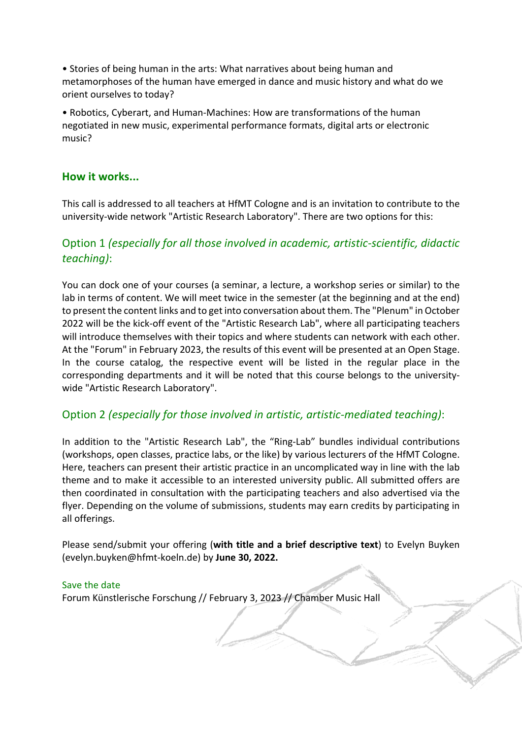- Stories of being human in the arts: What narratives about being human and metamorphoses of the human have emerged in dance and music history and what do we orient ourselves to today?

- Robotics, Cyberart, and Human-Machines: How are transformations of the human negotiated in new music, experimental performance formats, digital arts or electronic music?

## How it works...

This call is addressed to all teachers at HfMT Cologne and is an invitation to contribute to the university-wide network "Artistic Research Laboratory". There are two options for this:

### Option 1 *(especially for all those involved in academic, artistic-scientific, didactic teaching)*:

You can dock one of your courses (a seminar, a lecture, a workshop series or similar) to the lab in terms of content. We will meet twice in the semester (at the beginning and at the end) to present the content links and to get into conversation about them. The "Plenum" in October 2022 will be the kick-off event of the "Artistic Research Lab", where all participating teachers will introduce themselves with their topics and where students can network with each other. At the "Forum" in February 2023, the results of this event will be presented at an Open Stage. In the course catalog, the respective event will be listed in the regular place in the corresponding departments and it will be noted that this course belongs to the university-wide "Artistic Research Laboratory".

### Option 2 *(especially for those involved in artistic, artistic-mediated teaching)*:

In addition to the "Artistic Research Lab", the “Ring-Lab” bundles individual contributions (workshops, open classes, practice labs, or the like) by various lecturers of the HfMT Cologne. Here, teachers can present their artistic practice in an uncomplicated way in line with the lab theme and to make it accessible to an interested university public. All submitted offers are then coordinated in consultation with the participating teachers and also advertised via the flyer. Depending on the volume of submissions, students may earn credits by participating in all offerings.

Please send/submit your offering (**with title and a brief descriptive text**) to Evelyn Buyken (evelyn.buyken@hfmt-koeln.de) by **June 30, 2022.**

Save the date

Forum Künstlerische Forschung // February 3, 2023 // Chamber Music Hall